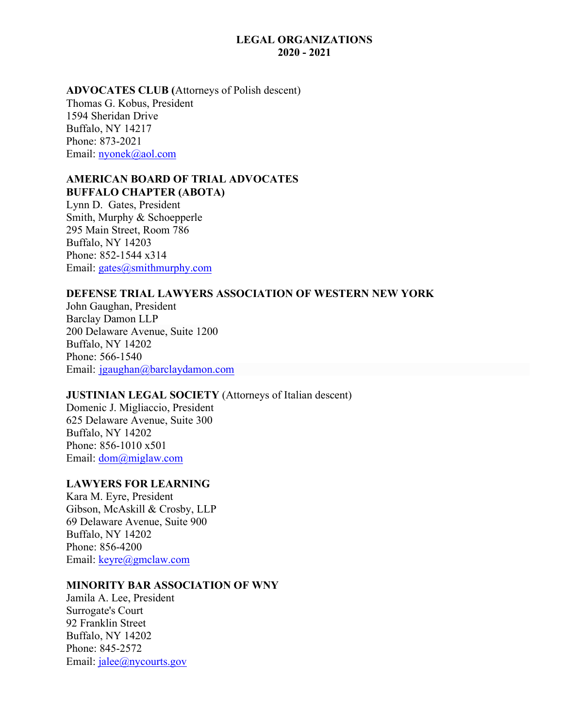# LEGAL ORGANIZATIONS
# 2020 - 2021

**ADVOCATES CLUB (**Attorneys of Polish descent)
Thomas G. Kobus, President
1594 Sheridan Drive
Buffalo, NY 14217
Phone: 873-2021
Email: nyonek@aol.com

**AMERICAN BOARD OF TRIAL ADVOCATES**
**BUFFALO CHAPTER (ABOTA)**
Lynn D. Gates, President
Smith, Murphy & Schoepperle
295 Main Street, Room 786
Buffalo, NY 14203
Phone: 852-1544 x314
Email: gates@smithmurphy.com

**DEFENSE TRIAL LAWYERS ASSOCIATION OF WESTERN NEW YORK**
John Gaughan, President
Barclay Damon LLP
200 Delaware Avenue, Suite 1200
Buffalo, NY 14202
Phone: 566-1540
Email: jgaughan@barclaydamon.com

**JUSTINIAN LEGAL SOCIETY** (Attorneys of Italian descent)
Domenic J. Migliaccio, President
625 Delaware Avenue, Suite 300
Buffalo, NY 14202
Phone: 856-1010 x501
Email: dom@miglaw.com

**LAWYERS FOR LEARNING**
Kara M. Eyre, President
Gibson, McAskill & Crosby, LLP
69 Delaware Avenue, Suite 900
Buffalo, NY 14202
Phone: 856-4200
Email: keyre@gmclaw.com

**MINORITY BAR ASSOCIATION OF WNY**
Jamila A. Lee, President
Surrogate's Court
92 Franklin Street
Buffalo, NY 14202
Phone: 845-2572
Email: jalee@nycourts.gov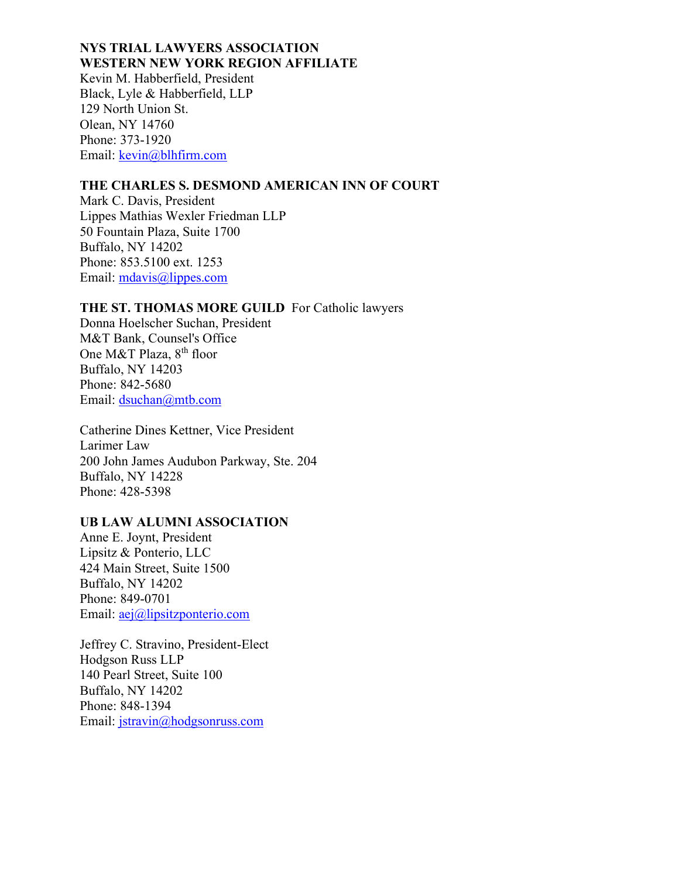**NYS TRIAL LAWYERS ASSOCIATION**
**WESTERN NEW YORK REGION AFFILIATE**
Kevin M. Habberfield, President
Black, Lyle & Habberfield, LLP
129 North Union St.
Olean, NY 14760
Phone: 373-1920
Email: kevin@blhfirm.com

**THE CHARLES S. DESMOND AMERICAN INN OF COURT**
Mark C. Davis, President
Lippes Mathias Wexler Friedman LLP
50 Fountain Plaza, Suite 1700
Buffalo, NY 14202
Phone: 853.5100 ext. 1253
Email: mdavis@lippes.com

**THE ST. THOMAS MORE GUILD** For Catholic lawyers
Donna Hoelscher Suchan, President
M&T Bank, Counsel's Office
One M&T Plaza, 8th floor
Buffalo, NY 14203
Phone: 842-5680
Email: dsuchan@mtb.com

Catherine Dines Kettner, Vice President
Larimer Law
200 John James Audubon Parkway, Ste. 204
Buffalo, NY 14228
Phone: 428-5398

**UB LAW ALUMNI ASSOCIATION**
Anne E. Joynt, President
Lipsitz & Ponterio, LLC
424 Main Street, Suite 1500
Buffalo, NY 14202
Phone: 849-0701
Email: aej@lipsitzponterio.com

Jeffrey C. Stravino, President-Elect
Hodgson Russ LLP
140 Pearl Street, Suite 100
Buffalo, NY 14202
Phone: 848-1394
Email: jstravin@hodgsonruss.com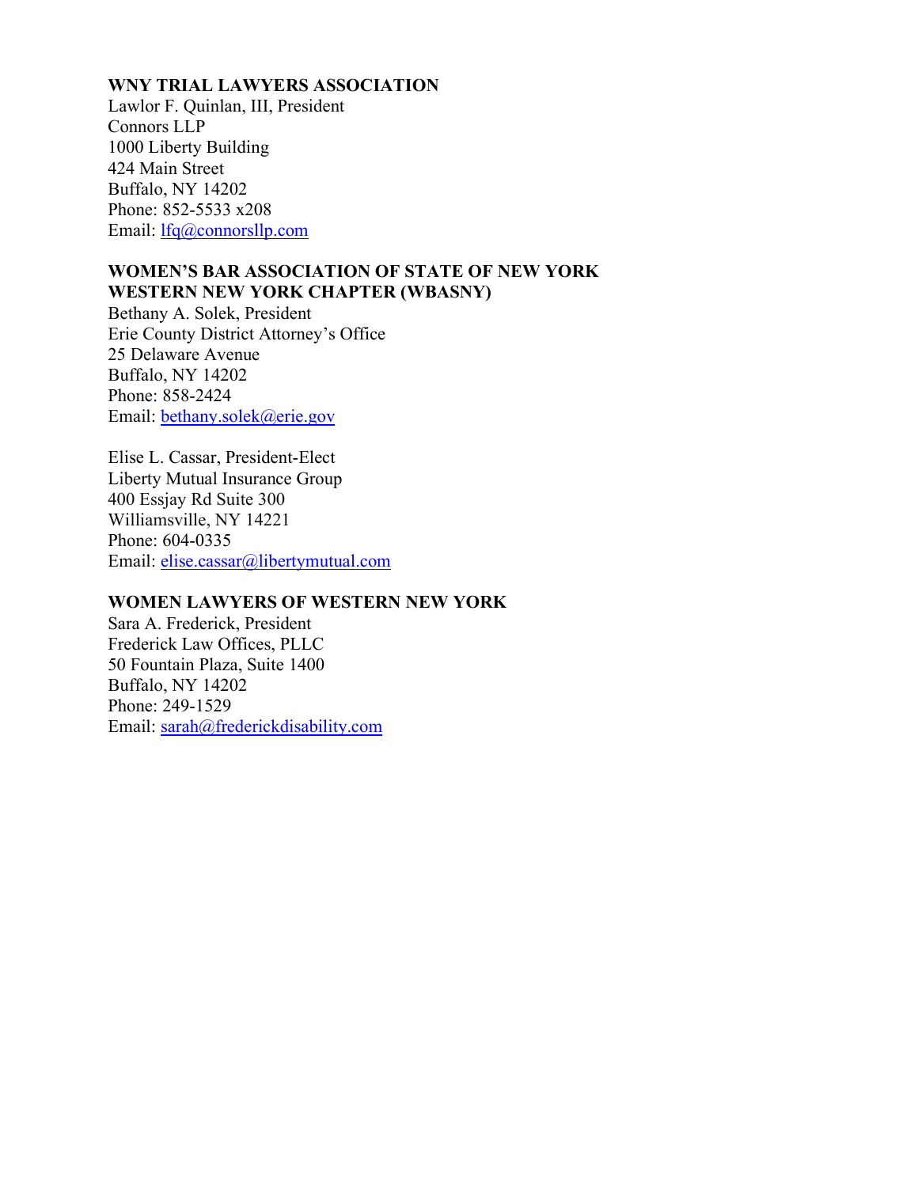**WNY TRIAL LAWYERS ASSOCIATION**
Lawlor F. Quinlan, III, President
Connors LLP
1000 Liberty Building
424 Main Street
Buffalo, NY 14202
Phone: 852-5533 x208
Email: lfq@connorsllp.com

**WOMEN'S BAR ASSOCIATION OF STATE OF NEW YORK WESTERN NEW YORK CHAPTER (WBASNY)**
Bethany A. Solek, President
Erie County District Attorney's Office
25 Delaware Avenue
Buffalo, NY 14202
Phone: 858-2424
Email: bethany.solek@erie.gov

Elise L. Cassar, President-Elect
Liberty Mutual Insurance Group
400 Essjay Rd Suite 300
Williamsville, NY 14221
Phone: 604-0335
Email: elise.cassar@libertymutual.com

**WOMEN LAWYERS OF WESTERN NEW YORK**
Sara A. Frederick, President
Frederick Law Offices, PLLC
50 Fountain Plaza, Suite 1400
Buffalo, NY 14202
Phone: 249-1529
Email: sarah@frederickdisability.com